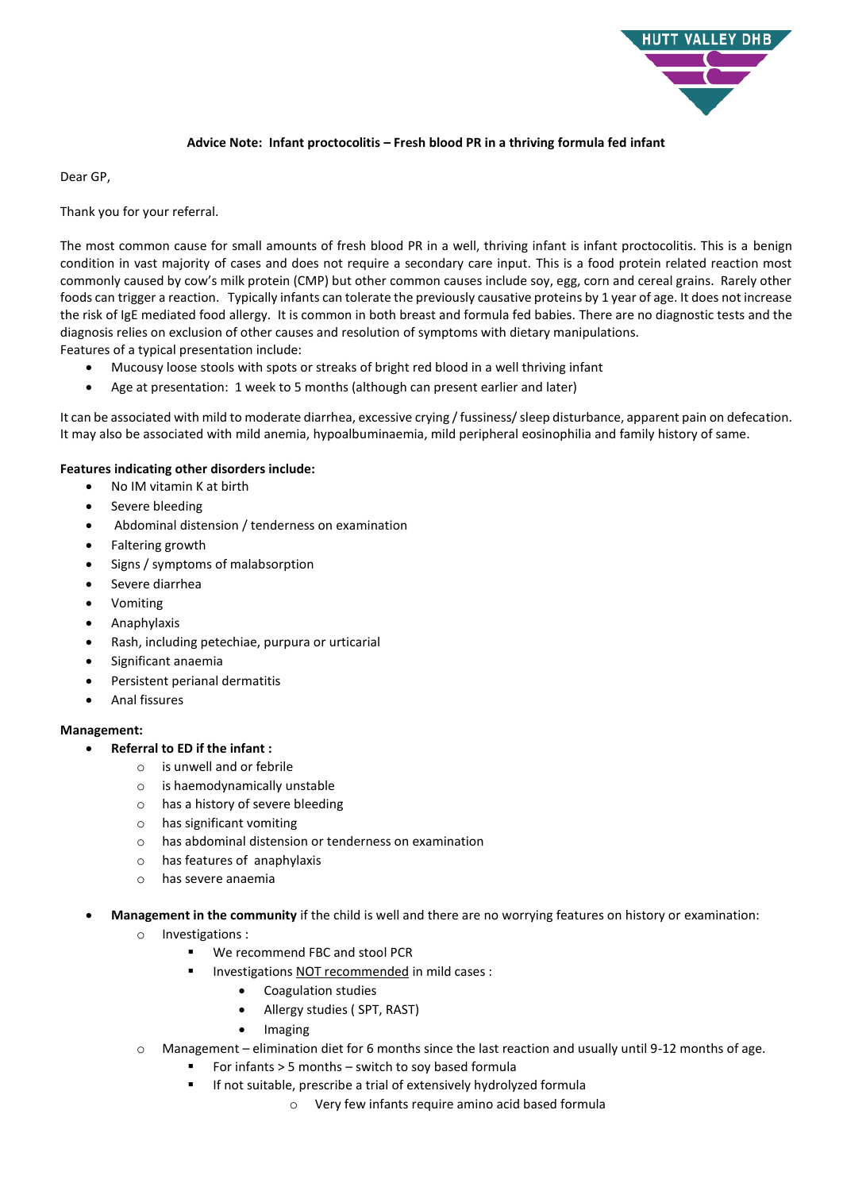**Advice Note: Infant proctocolitis – Fresh blood PR in a thriving formula fed infant**

Dear GP,

Thank you for your referral.

The most common cause for small amounts of fresh blood PR in a well, thriving infant is infant proctocolitis. This is a benign condition in vast majority of cases and does not require a secondary care input. This is a food protein related reaction most commonly caused by cow's milk protein (CMP) but other common causes include soy, egg, corn and cereal grains. Rarely other foods can trigger a reaction. Typically infants can tolerate the previously causative proteins by 1 year of age. It does not increase the risk of IgE mediated food allergy. It is common in both breast and formula fed babies. There are no diagnostic tests and the diagnosis relies on exclusion of other causes and resolution of symptoms with dietary manipulations.
Features of a typical presentation include:

- Mucousy loose stools with spots or streaks of bright red blood in a well thriving infant
- Age at presentation: 1 week to 5 months (although can present earlier and later)

It can be associated with mild to moderate diarrhea, excessive crying / fussiness/ sleep disturbance, apparent pain on defecation. It may also be associated with mild anemia, hypoalbuminaemia, mild peripheral eosinophilia and family history of same.

**Features indicating other disorders include:**

- No IM vitamin K at birth
- Severe bleeding
- Abdominal distension / tenderness on examination
- Faltering growth
- Signs / symptoms of malabsorption
- Severe diarrhea
- Vomiting
- Anaphylaxis
- Rash, including petechiae, purpura or urticarial
- Significant anaemia
- Persistent perianal dermatitis
- Anal fissures

**Management:**

- **Referral to ED if the infant :**
  - is unwell and or febrile
  - is haemodynamically unstable
  - has a history of severe bleeding
  - has significant vomiting
  - has abdominal distension or tenderness on examination
  - has features of anaphylaxis
  - has severe anaemia

- **Management in the community** if the child is well and there are no worrying features on history or examination:
  - Investigations :
    - We recommend FBC and stool PCR
    - Investigations NOT recommended in mild cases :
      - Coagulation studies
      - Allergy studies ( SPT, RAST)
      - Imaging
  - Management – elimination diet for 6 months since the last reaction and usually until 9-12 months of age.
    - For infants > 5 months – switch to soy based formula
    - If not suitable, prescribe a trial of extensively hydrolyzed formula
      - Very few infants require amino acid based formula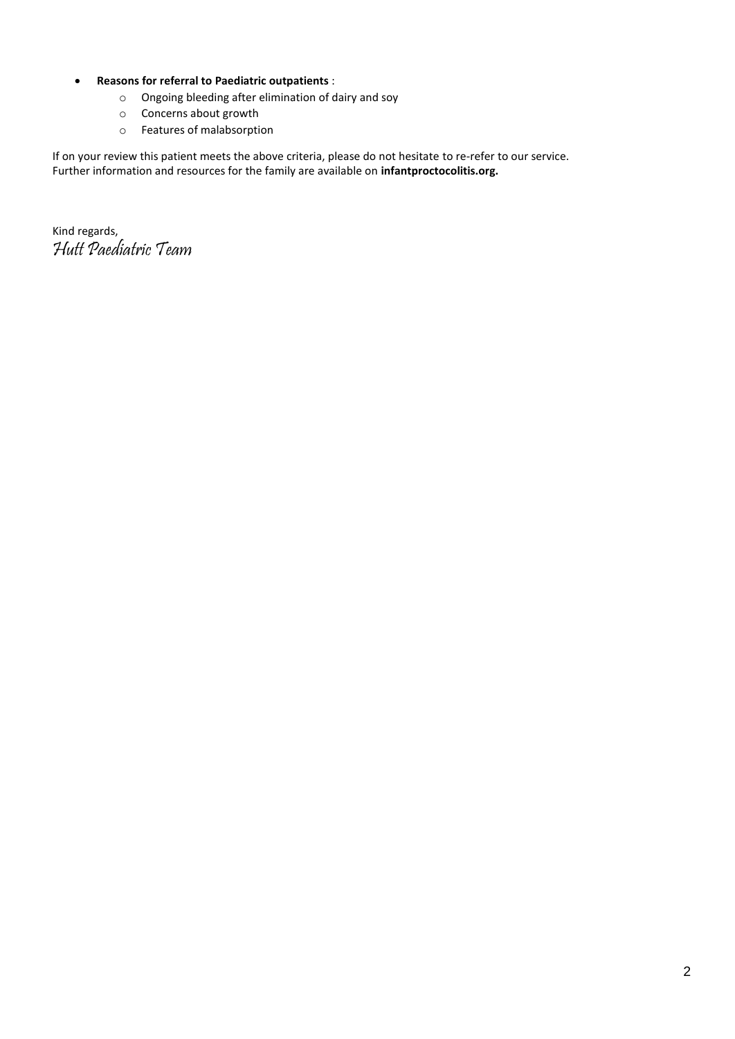- **Reasons for referral to Paediatric outpatients** :
  - Ongoing bleeding after elimination of dairy and soy
  - Concerns about growth
  - Features of malabsorption

If on your review this patient meets the above criteria, please do not hesitate to re-refer to our service.
Further information and resources for the family are available on **infantproctocolitis.org.**

Kind regards,
*Hutt Paediatric Team*